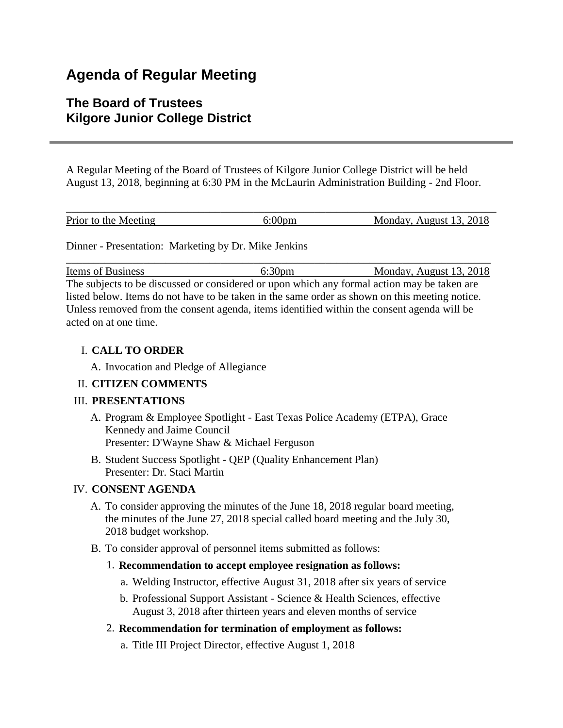# Agenda of Regular Meeting

## The Board of Trustees
## Kilgore Junior College District

---

A Regular Meeting of the Board of Trustees of Kilgore Junior College District will be held August 13, 2018, beginning at 6:30 PM in the McLaurin Administration Building - 2nd Floor.

| Prior to the Meeting | 6:00pm | Monday, August 13, 2018 |
|---|---|---|

Dinner - Presentation: Marketing by Dr. Mike Jenkins

| Items of Business | 6:30pm | Monday, August 13, 2018 |
|---|---|---|

The subjects to be discussed or considered or upon which any formal action may be taken are listed below. Items do not have to be taken in the same order as shown on this meeting notice. Unless removed from the consent agenda, items identified within the consent agenda will be acted on at one time.

I. **CALL TO ORDER**
   - A. Invocation and Pledge of Allegiance

II. **CITIZEN COMMENTS**

III. **PRESENTATIONS**
   - A. Program & Employee Spotlight - East Texas Police Academy (ETPA), Grace Kennedy and Jaime Council
     Presenter: D'Wayne Shaw & Michael Ferguson
   - B. Student Success Spotlight - QEP (Quality Enhancement Plan)
     Presenter: Dr. Staci Martin

IV. **CONSENT AGENDA**
   - A. To consider approving the minutes of the June 18, 2018 regular board meeting, the minutes of the June 27, 2018 special called board meeting and the July 30, 2018 budget workshop.
   - B. To consider approval of personnel items submitted as follows:
     1. **Recommendation to accept employee resignation as follows:**
        - a. Welding Instructor, effective August 31, 2018 after six years of service
        - b. Professional Support Assistant - Science & Health Sciences, effective August 3, 2018 after thirteen years and eleven months of service
     2. **Recommendation for termination of employment as follows:**
        - a. Title III Project Director, effective August 1, 2018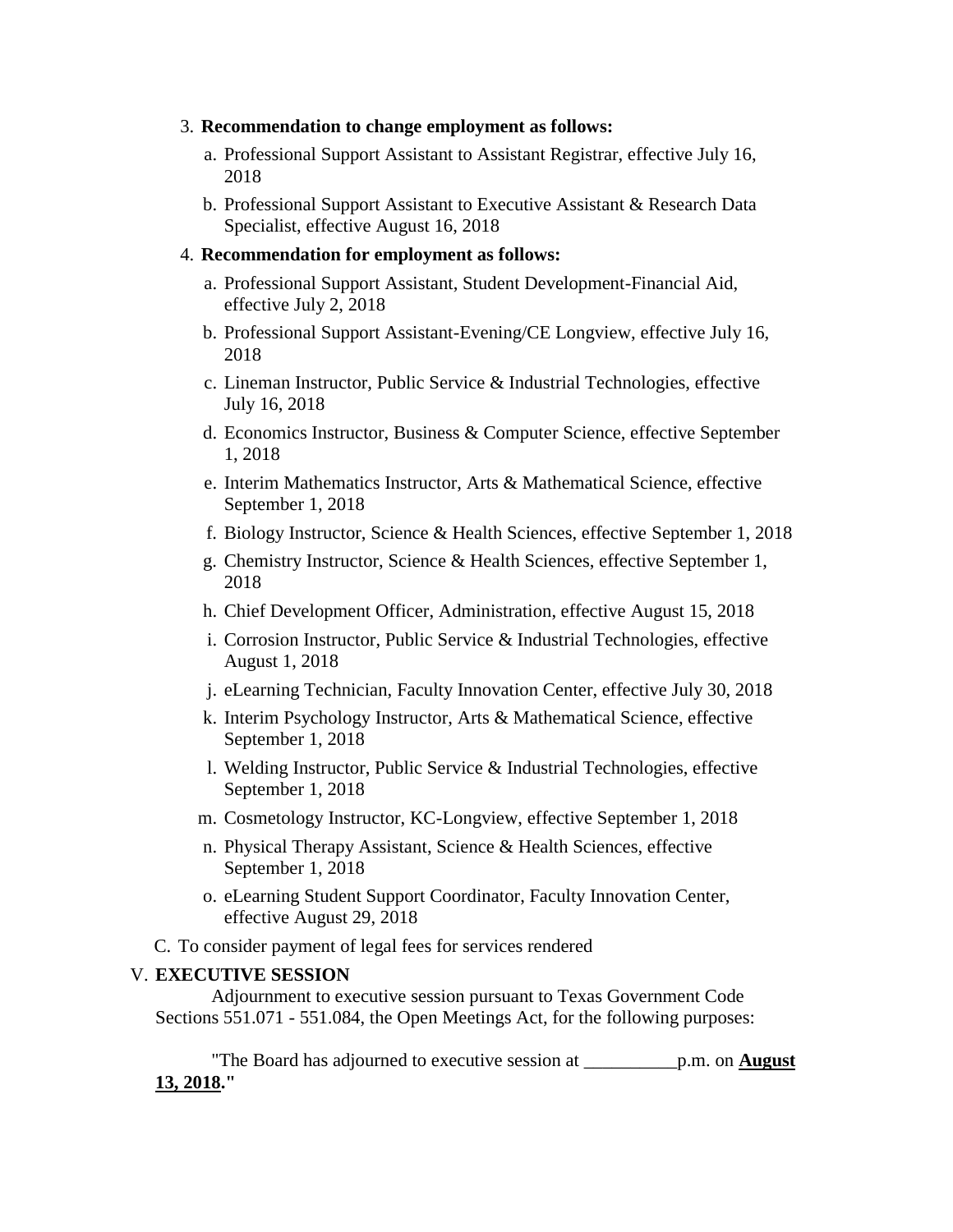3. **Recommendation to change employment as follows:**
    a. Professional Support Assistant to Assistant Registrar, effective July 16, 2018
    b. Professional Support Assistant to Executive Assistant & Research Data Specialist, effective August 16, 2018

4. **Recommendation for employment as follows:**
    a. Professional Support Assistant, Student Development-Financial Aid, effective July 2, 2018
    b. Professional Support Assistant-Evening/CE Longview, effective July 16, 2018
    c. Lineman Instructor, Public Service & Industrial Technologies, effective July 16, 2018
    d. Economics Instructor, Business & Computer Science, effective September 1, 2018
    e. Interim Mathematics Instructor, Arts & Mathematical Science, effective September 1, 2018
    f. Biology Instructor, Science & Health Sciences, effective September 1, 2018
    g. Chemistry Instructor, Science & Health Sciences, effective September 1, 2018
    h. Chief Development Officer, Administration, effective August 15, 2018
    i. Corrosion Instructor, Public Service & Industrial Technologies, effective August 1, 2018
    j. eLearning Technician, Faculty Innovation Center, effective July 30, 2018
    k. Interim Psychology Instructor, Arts & Mathematical Science, effective September 1, 2018
    l. Welding Instructor, Public Service & Industrial Technologies, effective September 1, 2018
    m. Cosmetology Instructor, KC-Longview, effective September 1, 2018
    n. Physical Therapy Assistant, Science & Health Sciences, effective September 1, 2018
    o. eLearning Student Support Coordinator, Faculty Innovation Center, effective August 29, 2018

C. To consider payment of legal fees for services rendered

V. **EXECUTIVE SESSION**

Adjournment to executive session pursuant to Texas Government Code Sections 551.071 - 551.084, the Open Meetings Act, for the following purposes:

"The Board has adjourned to executive session at __________p.m. on **August 13, 2018**."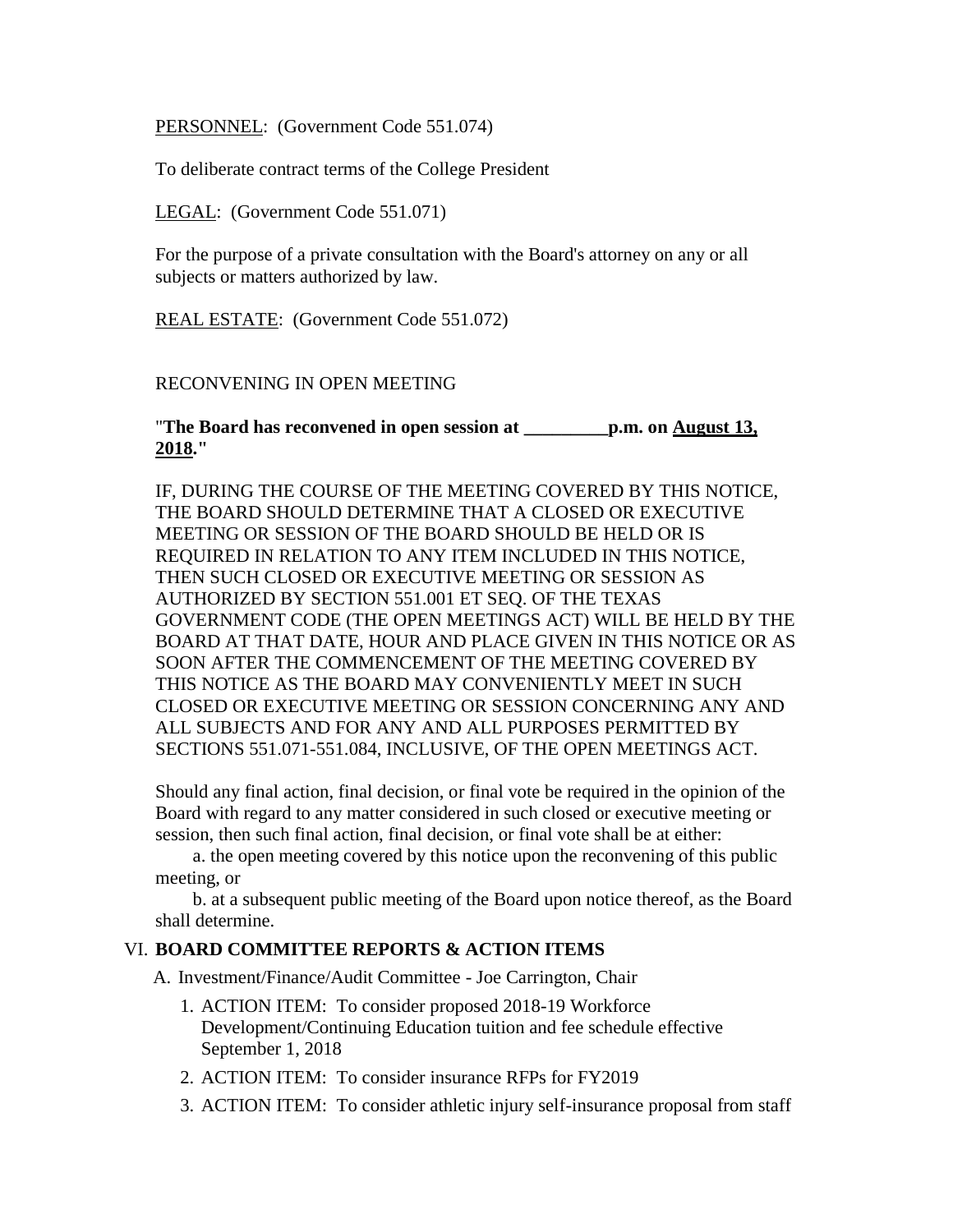<u>PERSONNEL</u>: (Government Code 551.074)

To deliberate contract terms of the College President

<u>LEGAL</u>: (Government Code 551.071)

For the purpose of a private consultation with the Board's attorney on any or all subjects or matters authorized by law.

<u>REAL ESTATE</u>: (Government Code 551.072)

RECONVENING IN OPEN MEETING

"**The Board has reconvened in open session at _________p.m. on <u>August 13, 2018</u>.**"

IF, DURING THE COURSE OF THE MEETING COVERED BY THIS NOTICE, THE BOARD SHOULD DETERMINE THAT A CLOSED OR EXECUTIVE MEETING OR SESSION OF THE BOARD SHOULD BE HELD OR IS REQUIRED IN RELATION TO ANY ITEM INCLUDED IN THIS NOTICE, THEN SUCH CLOSED OR EXECUTIVE MEETING OR SESSION AS AUTHORIZED BY SECTION 551.001 ET SEQ. OF THE TEXAS GOVERNMENT CODE (THE OPEN MEETINGS ACT) WILL BE HELD BY THE BOARD AT THAT DATE, HOUR AND PLACE GIVEN IN THIS NOTICE OR AS SOON AFTER THE COMMENCEMENT OF THE MEETING COVERED BY THIS NOTICE AS THE BOARD MAY CONVENIENTLY MEET IN SUCH CLOSED OR EXECUTIVE MEETING OR SESSION CONCERNING ANY AND ALL SUBJECTS AND FOR ANY AND ALL PURPOSES PERMITTED BY SECTIONS 551.071-551.084, INCLUSIVE, OF THE OPEN MEETINGS ACT.

Should any final action, final decision, or final vote be required in the opinion of the Board with regard to any matter considered in such closed or executive meeting or session, then such final action, final decision, or final vote shall be at either:

a. the open meeting covered by this notice upon the reconvening of this public meeting, or

b. at a subsequent public meeting of the Board upon notice thereof, as the Board shall determine.

VI. **BOARD COMMITTEE REPORTS & ACTION ITEMS**

A. Investment/Finance/Audit Committee - Joe Carrington, Chair

1. ACTION ITEM: To consider proposed 2018-19 Workforce Development/Continuing Education tuition and fee schedule effective September 1, 2018
2. ACTION ITEM: To consider insurance RFPs for FY2019
3. ACTION ITEM: To consider athletic injury self-insurance proposal from staff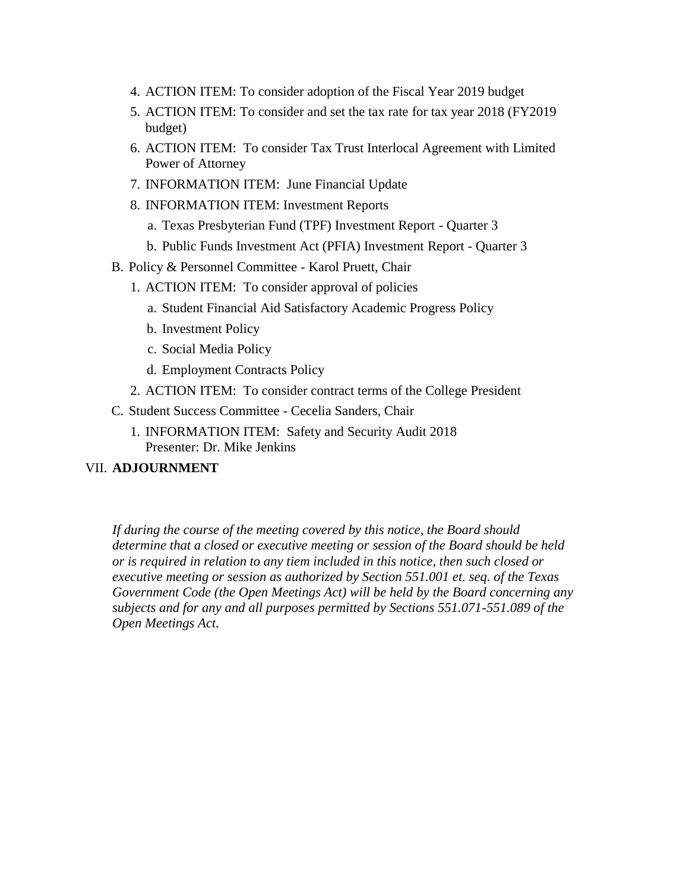4. ACTION ITEM: To consider adoption of the Fiscal Year 2019 budget
5. ACTION ITEM: To consider and set the tax rate for tax year 2018 (FY2019 budget)
6. ACTION ITEM: To consider Tax Trust Interlocal Agreement with Limited Power of Attorney
7. INFORMATION ITEM: June Financial Update
8. INFORMATION ITEM: Investment Reports
   a. Texas Presbyterian Fund (TPF) Investment Report - Quarter 3
   b. Public Funds Investment Act (PFIA) Investment Report - Quarter 3

B. Policy & Personnel Committee - Karol Pruett, Chair

1. ACTION ITEM: To consider approval of policies
   a. Student Financial Aid Satisfactory Academic Progress Policy
   b. Investment Policy
   c. Social Media Policy
   d. Employment Contracts Policy
2. ACTION ITEM: To consider contract terms of the College President

C. Student Success Committee - Cecelia Sanders, Chair

1. INFORMATION ITEM: Safety and Security Audit 2018
   Presenter: Dr. Mike Jenkins

VII. **ADJOURNMENT**

*If during the course of the meeting covered by this notice, the Board should determine that a closed or executive meeting or session of the Board should be held or is required in relation to any tiem included in this notice, then such closed or executive meeting or session as authorized by Section 551.001 et. seq. of the Texas Government Code (the Open Meetings Act) will be held by the Board concerning any subjects and for any and all purposes permitted by Sections 551.071-551.089 of the Open Meetings Act.*